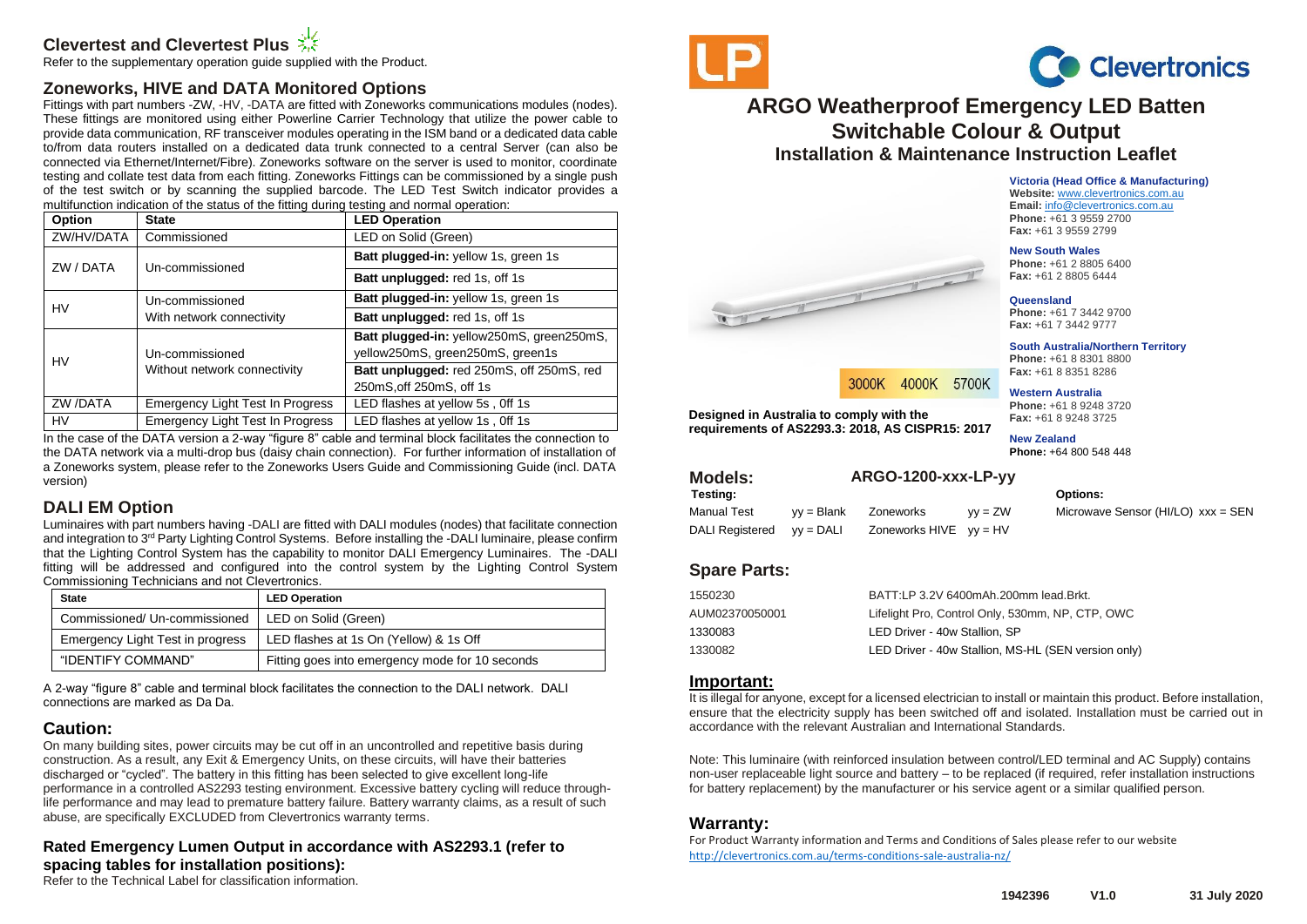## Clevertest and Clevertest Plus

Refer to the supplementary operation guide supplied with the Product.

## Zoneworks, HIVE and DATA Monitored Options

Fittings with part numbers -ZW, -HV, -DATA are fitted with Zoneworks communications modules (nodes). These fittings are monitored using either Powerline Carrier Technology that utilize the power cable to provide data communication, RF transceiver modules operating in the ISM band or a dedicated data cable to/from data routers installed on a dedicated data trunk connected to a central Server (can also be connected via Ethernet/Internet/Fibre). Zoneworks software on the server is used to monitor, coordinate testing and collate test data from each fitting. Zoneworks Fittings can be commissioned by a single push of the test switch or by scanning the supplied barcode. The LED Test Switch indicator provides a multifunction indication of the status of the fitting during testing and normal operation:

| Option | State | LED Operation |
|---|---|---|
| ZW/HV/DATA | Commissioned | LED on Solid (Green) |
| ZW / DATA | Un-commissioned | **Batt plugged-in:** yellow 1s, green 1s |
| | | **Batt unplugged:** red 1s, off 1s |
| HV | Un-commissioned With network connectivity | **Batt plugged-in:** yellow 1s, green 1s |
| | | **Batt unplugged:** red 1s, off 1s |
| HV | Un-commissioned Without network connectivity | **Batt plugged-in:** yellow250mS, green250mS, yellow250mS, green250mS, green1s |
| | | **Batt unplugged:** red 250mS, off 250mS, red 250mS,off 250mS, off 1s |
| ZW /DATA | Emergency Light Test In Progress | LED flashes at yellow 5s , 0ff 1s |
| HV | Emergency Light Test In Progress | LED flashes at yellow 1s , 0ff 1s |

In the case of the DATA version a 2-way "figure 8" cable and terminal block facilitates the connection to the DATA network via a multi-drop bus (daisy chain connection). For further information of installation of a Zoneworks system, please refer to the Zoneworks Users Guide and Commissioning Guide (incl. DATA version)

## DALI EM Option

Luminaires with part numbers having -DALI are fitted with DALI modules (nodes) that facilitate connection and integration to 3rd Party Lighting Control Systems. Before installing the -DALI luminaire, please confirm that the Lighting Control System has the capability to monitor DALI Emergency Luminaires. The -DALI fitting will be addressed and configured into the control system by the Lighting Control System Commissioning Technicians and not Clevertronics.

| State | LED Operation |
|---|---|
| Commissioned/ Un-commissioned | LED on Solid (Green) |
| Emergency Light Test in progress | LED flashes at 1s On (Yellow) & 1s Off |
| "IDENTIFY COMMAND" | Fitting goes into emergency mode for 10 seconds |

A 2-way "figure 8" cable and terminal block facilitates the connection to the DALI network. DALI connections are marked as Da Da.

## Caution:

On many building sites, power circuits may be cut off in an uncontrolled and repetitive basis during construction. As a result, any Exit & Emergency Units, on these circuits, will have their batteries discharged or "cycled". The battery in this fitting has been selected to give excellent long-life performance in a controlled AS2293 testing environment. Excessive battery cycling will reduce through-life performance and may lead to premature battery failure. Battery warranty claims, as a result of such abuse, are specifically EXCLUDED from Clevertronics warranty terms.

### Rated Emergency Lumen Output in accordance with AS2293.1 (refer to spacing tables for installation positions):

Refer to the Technical Label for classification information.

LP

Clevertronics

# ARGO Weatherproof Emergency LED Batten
## Switchable Colour & Output
### Installation & Maintenance Instruction Leaflet

3000K 4000K 5700K

**Designed in Australia to comply with the requirements of AS2293.3: 2018, AS CISPR15: 2017**

**Victoria (Head Office & Manufacturing)**
**Website:** www.clevertronics.com.au
**Email:** info@clevertronics.com.au
**Phone:** +61 3 9559 2700
**Fax:** +61 3 9559 2799

**New South Wales**
**Phone:** +61 2 8805 6400
**Fax:** +61 2 8805 6444

**Queensland**
**Phone:** +61 7 3442 9700
**Fax:** +61 7 3442 9777

**South Australia/Northern Territory**
**Phone:** +61 8 8301 8800
**Fax:** +61 8 8351 8286

**Western Australia**
**Phone:** +61 8 9248 3720
**Fax:** +61 8 9248 3725

**New Zealand**
**Phone:** +64 800 548 448

## Models: ARGO-1200-xxx-LP-yy

| **Testing:** | | | | **Options:** |
|---|---|---|---|---|
| Manual Test | yy = Blank | Zoneworks | yy = ZW | Microwave Sensor (HI/LO) xxx = SEN |
| DALI Registered | yy = DALI | Zoneworks HIVE | yy = HV | |

## Spare Parts:

| | |
|---|---|
| 1550230 | BATT:LP 3.2V 6400mAh.200mm lead.Brkt. |
| AUM02370050001 | Lifelight Pro, Control Only, 530mm, NP, CTP, OWC |
| 1330083 | LED Driver - 40w Stallion, SP |
| 1330082 | LED Driver - 40w Stallion, MS-HL (SEN version only) |

## Important:

It is illegal for anyone, except for a licensed electrician to install or maintain this product. Before installation, ensure that the electricity supply has been switched off and isolated. Installation must be carried out in accordance with the relevant Australian and International Standards.

Note: This luminaire (with reinforced insulation between control/LED terminal and AC Supply) contains non-user replaceable light source and battery – to be replaced (if required, refer installation instructions for battery replacement) by the manufacturer or his service agent or a similar qualified person.

## Warranty:

For Product Warranty information and Terms and Conditions of Sales please refer to our website http://clevertronics.com.au/terms-conditions-sale-australia-nz/

1942396 V1.0 31 July 2020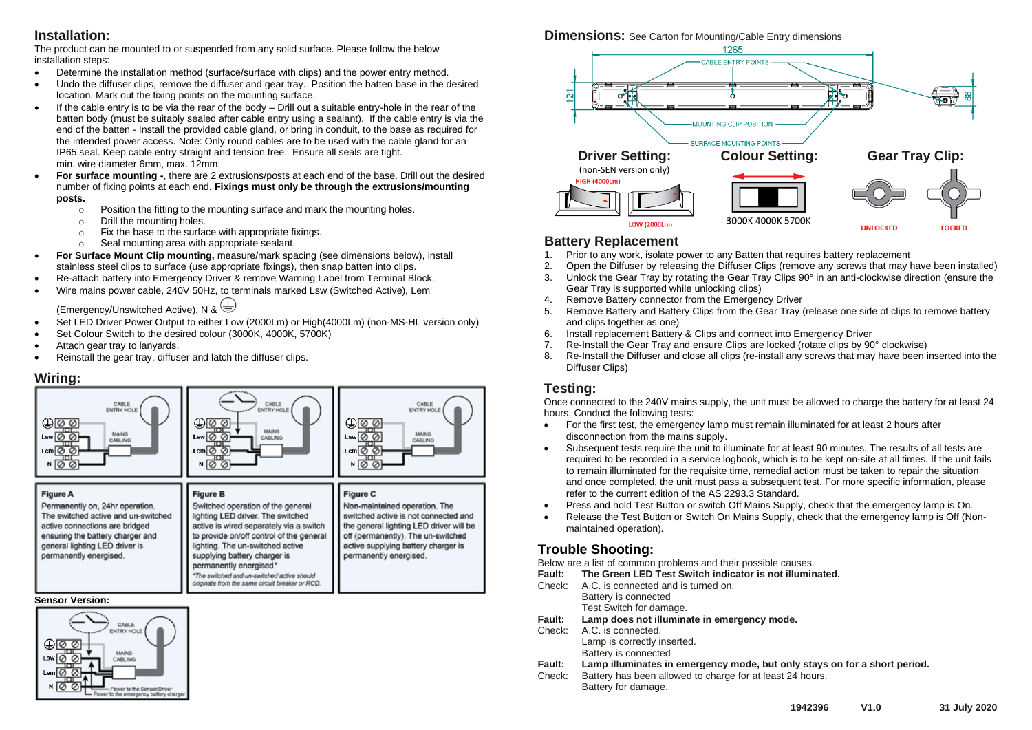## Installation:

The product can be mounted to or suspended from any solid surface. Please follow the below installation steps:

- Determine the installation method (surface/surface with clips) and the power entry method.
- Undo the diffuser clips, remove the diffuser and gear tray. Position the batten base in the desired location. Mark out the fixing points on the mounting surface.
- If the cable entry is to be via the rear of the body – Drill out a suitable entry-hole in the rear of the batten body (must be suitably sealed after cable entry using a sealant). If the cable entry is via the end of the batten - Install the provided cable gland, or bring in conduit, to the base as required for the intended power access. Note: Only round cables are to be used with the cable gland for an IP65 seal. Keep cable entry straight and tension free. Ensure all seals are tight. min. wire diameter 6mm, max. 12mm.
- **For surface mounting -**, there are 2 extrusions/posts at each end of the base. Drill out the desired number of fixing points at each end. **Fixings must only be through the extrusions/mounting posts.**
  - Position the fitting to the mounting surface and mark the mounting holes.
  - Drill the mounting holes.
  - Fix the base to the surface with appropriate fixings.
  - Seal mounting area with appropriate sealant.
- **For Surface Mount Clip mounting,** measure/mark spacing (see dimensions below), install stainless steel clips to surface (use appropriate fixings), then snap batten into clips.
- Re-attach battery into Emergency Driver & remove Warning Label from Terminal Block.
- Wire mains power cable, 240V 50Hz, to terminals marked Lsw (Switched Active), Lem (Emergency/Unswitched Active), N & ⏚
- Set LED Driver Power Output to either Low (2000Lm) or High(4000Lm) (non-MS-HL version only)
- Set Colour Switch to the desired colour (3000K, 4000K, 5700K)
- Attach gear tray to lanyards.
- Reinstall the gear tray, diffuser and latch the diffuser clips.

## Wiring:

CABLE ENTRY HOLE
MAINS CABLING
Lsw
Lem
N

**Figure A**
Permanently on, 24hr operation. The switched active and un-switched active connections are bridged ensuring the battery charger and general lighting LED driver is permanently energised.

**Figure B**
Switched operation of the general lighting LED driver. The switched active is wired separately via a switch to provide on/off control of the general lighting. The un-switched active supplying battery charger is permanently energised.*
*The switched and un-switched active should originate from the same circuit breaker or RCD.

**Figure C**
Non-maintained operation. The switched active is not connected and the general lighting LED driver will be off (permanently). The un-switched active supplying battery charger is permanently energised.

**Sensor Version:**

CABLE ENTRY HOLE
MAINS CABLING
Lsw
Lem
N
Power to the Sensor/Driver
Power to the emergency battery charger

## Dimensions: See Carton for Mounting/Cable Entry dimensions

1265
CABLE ENTRY POINTS
121
88
MOUNTING CLIP POSITION
SURFACE MOUNTING POINTS

**Driver Setting:**
(non-SEN version only)
HIGH (4000Lm)
LOW (2000Lm)

**Colour Setting:**
3000K 4000K 5700K

**Gear Tray Clip:**
UNLOCKED
LOCKED

## Battery Replacement

1. Prior to any work, isolate power to any Batten that requires battery replacement
2. Open the Diffuser by releasing the Diffuser Clips (remove any screws that may have been installed)
3. Unlock the Gear Tray by rotating the Gear Tray Clips 90° in an anti-clockwise direction (ensure the Gear Tray is supported while unlocking clips)
4. Remove Battery connector from the Emergency Driver
5. Remove Battery and Battery Clips from the Gear Tray (release one side of clips to remove battery and clips together as one)
6. Install replacement Battery & Clips and connect into Emergency Driver
7. Re-Install the Gear Tray and ensure Clips are locked (rotate clips by 90° clockwise)
8. Re-Install the Diffuser and close all clips (re-install any screws that may have been inserted into the Diffuser Clips)

## Testing:

Once connected to the 240V mains supply, the unit must be allowed to charge the battery for at least 24 hours. Conduct the following tests:

- For the first test, the emergency lamp must remain illuminated for at least 2 hours after disconnection from the mains supply.
- Subsequent tests require the unit to illuminate for at least 90 minutes. The results of all tests are required to be recorded in a service logbook, which is to be kept on-site at all times. If the unit fails to remain illuminated for the requisite time, remedial action must be taken to repair the situation and once completed, the unit must pass a subsequent test. For more specific information, please refer to the current edition of the AS 2293.3 Standard.
- Press and hold Test Button or switch Off Mains Supply, check that the emergency lamp is On.
- Release the Test Button or Switch On Mains Supply, check that the emergency lamp is Off (Non-maintained operation).

## Trouble Shooting:

Below are a list of common problems and their possible causes.

**Fault:** **The Green LED Test Switch indicator is not illuminated.**
Check: A.C. is connected and is turned on.
Battery is connected
Test Switch for damage.

**Fault:** **Lamp does not illuminate in emergency mode.**
Check: A.C. is connected.
Lamp is correctly inserted.
Battery is connected

**Fault:** **Lamp illuminates in emergency mode, but only stays on for a short period.**
Check: Battery has been allowed to charge for at least 24 hours.
Battery for damage.

1942396 V1.0 31 July 2020